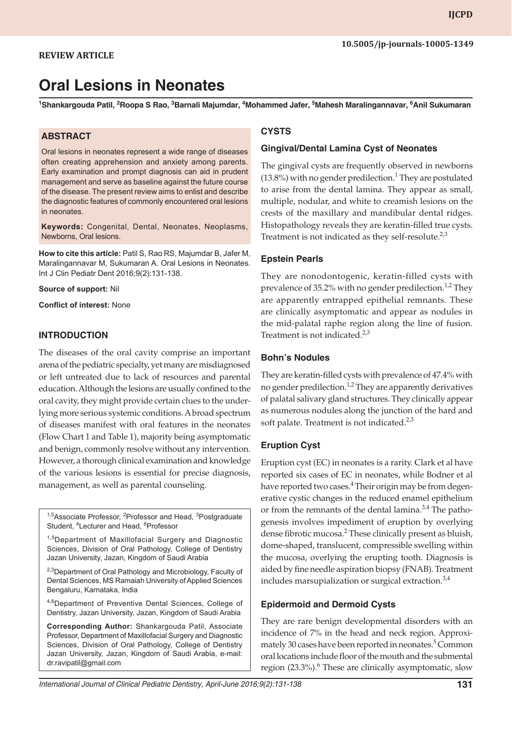REVIEW ARTICLE

10.5005/jp-journals-10005-1349

# Oral Lesions in Neonates

[1]Shankargouda Patil, [2]Roopa S Rao, [3]Barnali Majumdar, [4]Mohammed Jafer, [5]Mahesh Maralingannavar, [6]Anil Sukumaran

## ABSTRACT

Oral lesions in neonates represent a wide range of diseases often creating apprehension and anxiety among parents. Early examination and prompt diagnosis can aid in prudent management and serve as baseline against the future course of the disease. The present review aims to enlist and describe the diagnostic features of commonly encountered oral lesions in neonates.

**Keywords:** Congenital, Dental, Neonates, Neoplasms, Newborns, Oral lesions.

**How to cite this article:** Patil S, Rao RS, Majumdar B, Jafer M, Maralingannavar M, Sukumaran A. Oral Lesions in Neonates. Int J Clin Pediatr Dent 2016;9(2):131-138.

**Source of support:** Nil

**Conflict of interest:** None

## INTRODUCTION

The diseases of the oral cavity comprise an important arena of the pediatric specialty, yet many are misdiagnosed or left untreated due to lack of resources and parental education. Although the lesions are usually confined to the oral cavity, they might provide certain clues to the underlying more serious systemic conditions. A broad spectrum of diseases manifest with oral features in the neonates (Flow Chart 1 and Table 1), majority being asymptomatic and benign, commonly resolve without any intervention. However, a thorough clinical examination and knowledge of the various lesions is essential for precise diagnosis, management, as well as parental counseling.

[1,5]Associate Professor, [2]Professor and Head, [3]Postgraduate Student, [4]Lecturer and Head, [6]Professor

[1,5]Department of Maxillofacial Surgery and Diagnostic Sciences, Division of Oral Pathology, College of Dentistry Jazan University, Jazan, Kingdom of Saudi Arabia

[2,3]Department of Oral Pathology and Microbiology, Faculty of Dental Sciences, MS Ramaiah University of Applied Sciences Bengaluru, Karnataka, India

[4,6]Department of Preventive Dental Sciences, College of Dentistry, Jazan University, Jazan, Kingdom of Saudi Arabia

**Corresponding Author:** Shankargouda Patil, Associate Professor, Department of Maxillofacial Surgery and Diagnostic Sciences, Division of Oral Pathology, College of Dentistry Jazan University, Jazan, Kingdom of Saudi Arabia, e-mail: dr.ravipatil@gmail.com

## CYSTS

### Gingival/Dental Lamina Cyst of Neonates

The gingival cysts are frequently observed in newborns (13.8%) with no gender predilection.[1] They are postulated to arise from the dental lamina. They appear as small, multiple, nodular, and white to creamish lesions on the crests of the maxillary and mandibular dental ridges. Histopathology reveals they are keratin-filled true cysts. Treatment is not indicated as they self-resolute.[2,3]

### Epstein Pearls

They are nonodontogenic, keratin-filled cysts with prevalence of 35.2% with no gender predilection.[1,2] They are apparently entrapped epithelial remnants. These are clinically asymptomatic and appear as nodules in the mid-palatal raphe region along the line of fusion. Treatment is not indicated.[2,3]

### Bohn's Nodules

They are keratin-filled cysts with prevalence of 47.4% with no gender predilection.[1,2] They are apparently derivatives of palatal salivary gland structures. They clinically appear as numerous nodules along the junction of the hard and soft palate. Treatment is not indicated.[2,3]

### Eruption Cyst

Eruption cyst (EC) in neonates is a rarity. Clark et al have reported six cases of EC in neonates, while Bodner et al have reported two cases.[4] Their origin may be from degenerative cystic changes in the reduced enamel epithelium or from the remnants of the dental lamina.[3,4] The pathogenesis involves impediment of eruption by overlying dense fibrotic mucosa.[2] These clinically present as bluish, dome-shaped, translucent, compressible swelling within the mucosa, overlying the erupting tooth. Diagnosis is aided by fine needle aspiration biopsy (FNAB). Treatment includes marsupialization or surgical extraction.[3,4]

### Epidermoid and Dermoid Cysts

They are rare benign developmental disorders with an incidence of 7% in the head and neck region. Approximately 30 cases have been reported in neonates.[5] Common oral locations include floor of the mouth and the submental region (23.3%).[6] These are clinically asymptomatic, slow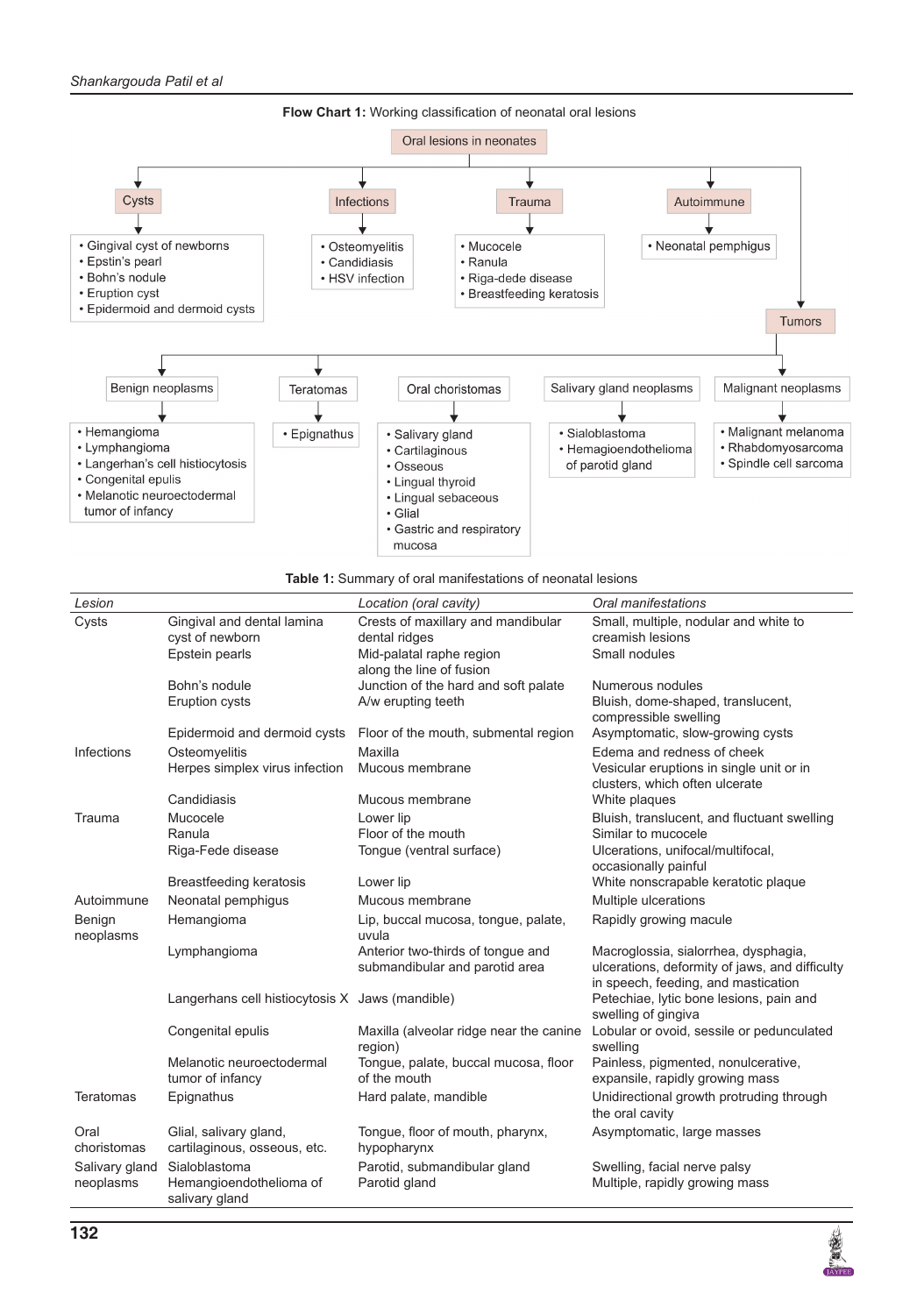**Flow Chart 1:** Working classification of neonatal oral lesions

Oral lesions in neonates

- Cysts
  - Gingival cyst of newborns
  - Epstin's pearl
  - Bohn's nodule
  - Eruption cyst
  - Epidermoid and dermoid cysts
- Infections
  - Osteomyelitis
  - Candidiasis
  - HSV infection
- Trauma
  - Mucocele
  - Ranula
  - Riga-dede disease
  - Breastfeeding keratosis
- Autoimmune
  - Neonatal pemphigus
- Tumors
  - Benign neoplasms
    - Hemangioma
    - Lymphangioma
    - Langerhan's cell histiocytosis
    - Congenital epulis
    - Melanotic neuroectodermal tumor of infancy
  - Teratomas
    - Epignathus
  - Oral choristomas
    - Salivary gland
    - Cartilaginous
    - Osseous
    - Lingual thyroid
    - Lingual sebaceous
    - Glial
    - Gastric and respiratory mucosa
  - Salivary gland neoplasms
    - Sialoblastoma
    - Hemagioendothelioma of parotid gland
  - Malignant neoplasms
    - Malignant melanoma
    - Rhabdomyosarcoma
    - Spindle cell sarcoma

**Table 1:** Summary of oral manifestations of neonatal lesions

| *Lesion* | | *Location (oral cavity)* | *Oral manifestations* |
|---|---|---|---|
| Cysts | Gingival and dental lamina cyst of newborn | Crests of maxillary and mandibular dental ridges | Small, multiple, nodular and white to creamish lesions |
| | Epstein pearls | Mid-palatal raphe region along the line of fusion | Small nodules |
| | Bohn's nodule | Junction of the hard and soft palate | Numerous nodules |
| | Eruption cysts | A/w erupting teeth | Bluish, dome-shaped, translucent, compressible swelling |
| | Epidermoid and dermoid cysts | Floor of the mouth, submental region | Asymptomatic, slow-growing cysts |
| Infections | Osteomyelitis | Maxilla | Edema and redness of cheek |
| | Herpes simplex virus infection | Mucous membrane | Vesicular eruptions in single unit or in clusters, which often ulcerate |
| | Candidiasis | Mucous membrane | White plaques |
| Trauma | Mucocele | Lower lip | Bluish, translucent, and fluctuant swelling |
| | Ranula | Floor of the mouth | Similar to mucocele |
| | Riga-Fede disease | Tongue (ventral surface) | Ulcerations, unifocal/multifocal, occasionally painful |
| | Breastfeeding keratosis | Lower lip | White nonscrapable keratotic plaque |
| Autoimmune | Neonatal pemphigus | Mucous membrane | Multiple ulcerations |
| Benign neoplasms | Hemangioma | Lip, buccal mucosa, tongue, palate, uvula | Rapidly growing macule |
| | Lymphangioma | Anterior two-thirds of tongue and submandibular and parotid area | Macroglossia, sialorrhea, dysphagia, ulcerations, deformity of jaws, and difficulty in speech, feeding, and mastication |
| | Langerhans cell histiocytosis X | Jaws (mandible) | Petechiae, lytic bone lesions, pain and swelling of gingiva |
| | Congenital epulis | Maxilla (alveolar ridge near the canine region) | Lobular or ovoid, sessile or pedunculated swelling |
| | Melanotic neuroectodermal tumor of infancy | Tongue, palate, buccal mucosa, floor of the mouth | Painless, pigmented, nonulcerative, expansile, rapidly growing mass |
| Teratomas | Epignathus | Hard palate, mandible | Unidirectional growth protruding through the oral cavity |
| Oral choristomas | Glial, salivary gland, cartilaginous, osseous, etc. | Tongue, floor of mouth, pharynx, hypopharynx | Asymptomatic, large masses |
| Salivary gland neoplasms | Sialoblastoma | Parotid, submandibular gland | Swelling, facial nerve palsy |
| | Hemangioendothelioma of salivary gland | Parotid gland | Multiple, rapidly growing mass |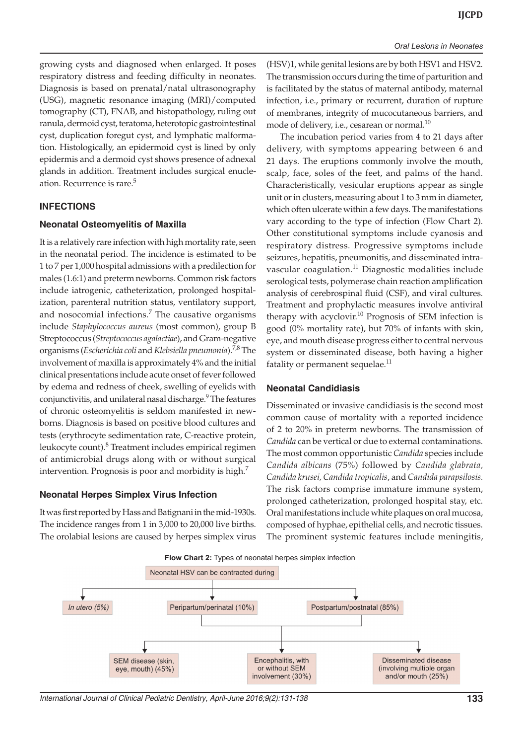growing cysts and diagnosed when enlarged. It poses respiratory distress and feeding difficulty in neonates. Diagnosis is based on prenatal/natal ultrasonography (USG), magnetic resonance imaging (MRI)/computed tomography (CT), FNAB, and histopathology, ruling out ranula, dermoid cyst, teratoma, heterotopic gastrointestinal cyst, duplication foregut cyst, and lymphatic malformation. Histologically, an epidermoid cyst is lined by only epidermis and a dermoid cyst shows presence of adnexal glands in addition. Treatment includes surgical enucleation. Recurrence is rare.[5]

## INFECTIONS

### Neonatal Osteomyelitis of Maxilla

It is a relatively rare infection with high mortality rate, seen in the neonatal period. The incidence is estimated to be 1 to 7 per 1,000 hospital admissions with a predilection for males (1.6:1) and preterm newborns. Common risk factors include iatrogenic, catheterization, prolonged hospitalization, parenteral nutrition status, ventilatory support, and nosocomial infections.[7] The causative organisms include *Staphylococcus aureus* (most common), group B Streptococcus (*Streptococcus agalactiae*), and Gram-negative organisms (*Escherichia coli* and *Klebsiella pneumonia*).[7,8] The involvement of maxilla is approximately 4% and the initial clinical presentations include acute onset of fever followed by edema and redness of cheek, swelling of eyelids with conjunctivitis, and unilateral nasal discharge.[9] The features of chronic osteomyelitis is seldom manifested in newborns. Diagnosis is based on positive blood cultures and tests (erythrocyte sedimentation rate, C-reactive protein, leukocyte count).[8] Treatment includes empirical regimen of antimicrobial drugs along with or without surgical intervention. Prognosis is poor and morbidity is high.[7]

### Neonatal Herpes Simplex Virus Infection

It was first reported by Hass and Batignani in the mid-1930s. The incidence ranges from 1 in 3,000 to 20,000 live births. The orolabial lesions are caused by herpes simplex virus (HSV)1, while genital lesions are by both HSV1 and HSV2. The transmission occurs during the time of parturition and is facilitated by the status of maternal antibody, maternal infection, i.e., primary or recurrent, duration of rupture of membranes, integrity of mucocutaneous barriers, and mode of delivery, i.e., cesarean or normal.[10]

The incubation period varies from 4 to 21 days after delivery, with symptoms appearing between 6 and 21 days. The eruptions commonly involve the mouth, scalp, face, soles of the feet, and palms of the hand. Characteristically, vesicular eruptions appear as single unit or in clusters, measuring about 1 to 3 mm in diameter, which often ulcerate within a few days. The manifestations vary according to the type of infection (Flow Chart 2). Other constitutional symptoms include cyanosis and respiratory distress. Progressive symptoms include seizures, hepatitis, pneumonitis, and disseminated intravascular coagulation.[11] Diagnostic modalities include serological tests, polymerase chain reaction amplification analysis of cerebrospinal fluid (CSF), and viral cultures. Treatment and prophylactic measures involve antiviral therapy with acyclovir.[10] Prognosis of SEM infection is good (0% mortality rate), but 70% of infants with skin, eye, and mouth disease progress either to central nervous system or disseminated disease, both having a higher fatality or permanent sequelae.[11]

### Neonatal Candidiasis

Disseminated or invasive candidiasis is the second most common cause of mortality with a reported incidence of 2 to 20% in preterm newborns. The transmission of *Candida* can be vertical or due to external contaminations. The most common opportunistic *Candida* species include *Candida albicans* (75%) followed by *Candida glabrata, Candida krusei, Candida tropicalis*, and *Candida parapsilosis.* The risk factors comprise immature immune system, prolonged catheterization, prolonged hospital stay, etc. Oral manifestations include white plaques on oral mucosa, composed of hyphae, epithelial cells, and necrotic tissues. The prominent systemic features include meningitis,

**Flow Chart 2:** Types of neonatal herpes simplex infection

Neonatal HSV can be contracted during
- *In utero* (5%)
- Peripartum/perinatal (10%)
- Postpartum/postnatal (85%)

→
- SEM disease (skin, eye, mouth) (45%)
- Encephalitis, with or without SEM involvement (30%)
- Disseminated disease (involving multiple organ and/or mouth (25%)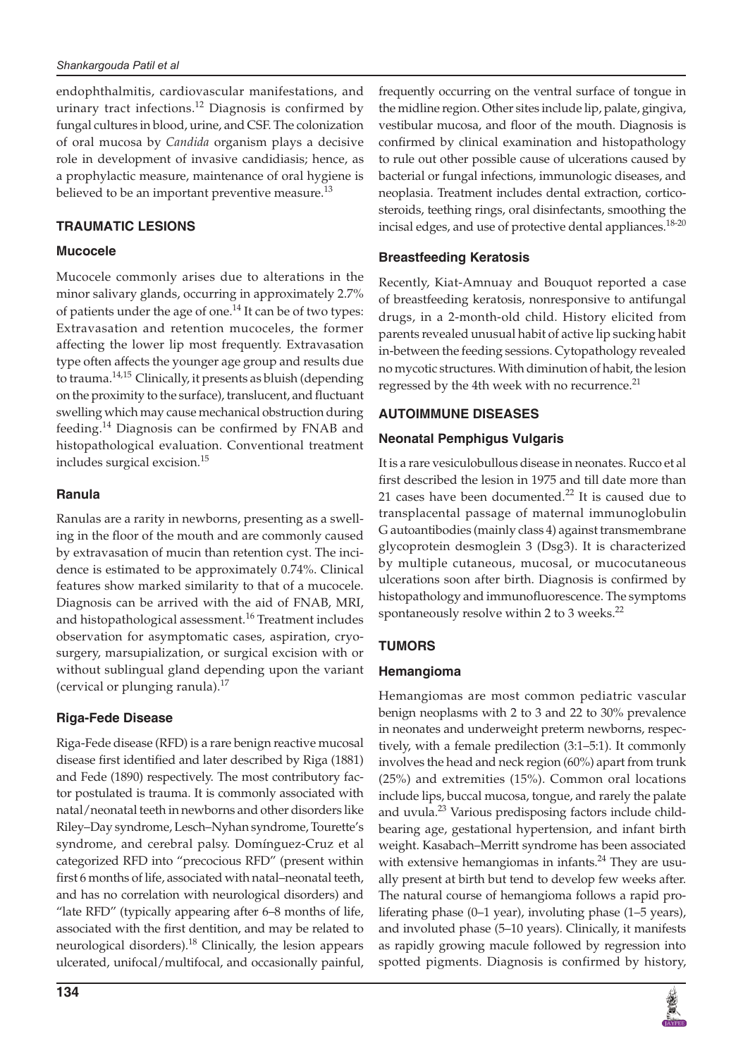endophthalmitis, cardiovascular manifestations, and urinary tract infections.[12] Diagnosis is confirmed by fungal cultures in blood, urine, and CSF. The colonization of oral mucosa by *Candida* organism plays a decisive role in development of invasive candidiasis; hence, as a prophylactic measure, maintenance of oral hygiene is believed to be an important preventive measure.[13]

## TRAUMATIC LESIONS

### Mucocele

Mucocele commonly arises due to alterations in the minor salivary glands, occurring in approximately 2.7% of patients under the age of one.[14] It can be of two types: Extravasation and retention mucoceles, the former affecting the lower lip most frequently. Extravasation type often affects the younger age group and results due to trauma.[14,15] Clinically, it presents as bluish (depending on the proximity to the surface), translucent, and fluctuant swelling which may cause mechanical obstruction during feeding.[14] Diagnosis can be confirmed by FNAB and histopathological evaluation. Conventional treatment includes surgical excision.[15]

### Ranula

Ranulas are a rarity in newborns, presenting as a swelling in the floor of the mouth and are commonly caused by extravasation of mucin than retention cyst. The incidence is estimated to be approximately 0.74%. Clinical features show marked similarity to that of a mucocele. Diagnosis can be arrived with the aid of FNAB, MRI, and histopathological assessment.[16] Treatment includes observation for asymptomatic cases, aspiration, cryosurgery, marsupialization, or surgical excision with or without sublingual gland depending upon the variant (cervical or plunging ranula).[17]

### Riga-Fede Disease

Riga-Fede disease (RFD) is a rare benign reactive mucosal disease first identified and later described by Riga (1881) and Fede (1890) respectively. The most contributory factor postulated is trauma. It is commonly associated with natal/neonatal teeth in newborns and other disorders like Riley–Day syndrome, Lesch–Nyhan syndrome, Tourette's syndrome, and cerebral palsy. Domínguez-Cruz et al categorized RFD into "precocious RFD" (present within first 6 months of life, associated with natal–neonatal teeth, and has no correlation with neurological disorders) and "late RFD" (typically appearing after 6–8 months of life, associated with the first dentition, and may be related to neurological disorders).[18] Clinically, the lesion appears ulcerated, unifocal/multifocal, and occasionally painful, frequently occurring on the ventral surface of tongue in the midline region. Other sites include lip, palate, gingiva, vestibular mucosa, and floor of the mouth. Diagnosis is confirmed by clinical examination and histopathology to rule out other possible cause of ulcerations caused by bacterial or fungal infections, immunologic diseases, and neoplasia. Treatment includes dental extraction, corticosteroids, teething rings, oral disinfectants, smoothing the incisal edges, and use of protective dental appliances.[18-20]

### Breastfeeding Keratosis

Recently, Kiat-Amnuay and Bouquot reported a case of breastfeeding keratosis, nonresponsive to antifungal drugs, in a 2-month-old child. History elicited from parents revealed unusual habit of active lip sucking habit in-between the feeding sessions. Cytopathology revealed no mycotic structures. With diminution of habit, the lesion regressed by the 4th week with no recurrence.[21]

## AUTOIMMUNE DISEASES

### Neonatal Pemphigus Vulgaris

It is a rare vesiculobullous disease in neonates. Rucco et al first described the lesion in 1975 and till date more than 21 cases have been documented.[22] It is caused due to transplacental passage of maternal immunoglobulin G autoantibodies (mainly class 4) against transmembrane glycoprotein desmoglein 3 (Dsg3). It is characterized by multiple cutaneous, mucosal, or mucocutaneous ulcerations soon after birth. Diagnosis is confirmed by histopathology and immunofluorescence. The symptoms spontaneously resolve within 2 to 3 weeks.[22]

## TUMORS

### Hemangioma

Hemangiomas are most common pediatric vascular benign neoplasms with 2 to 3 and 22 to 30% prevalence in neonates and underweight preterm newborns, respectively, with a female predilection (3:1–5:1). It commonly involves the head and neck region (60%) apart from trunk (25%) and extremities (15%). Common oral locations include lips, buccal mucosa, tongue, and rarely the palate and uvula.[23] Various predisposing factors include childbearing age, gestational hypertension, and infant birth weight. Kasabach–Merritt syndrome has been associated with extensive hemangiomas in infants.[24] They are usually present at birth but tend to develop few weeks after. The natural course of hemangioma follows a rapid proliferating phase (0–1 year), involuting phase (1–5 years), and involuted phase (5–10 years). Clinically, it manifests as rapidly growing macule followed by regression into spotted pigments. Diagnosis is confirmed by history,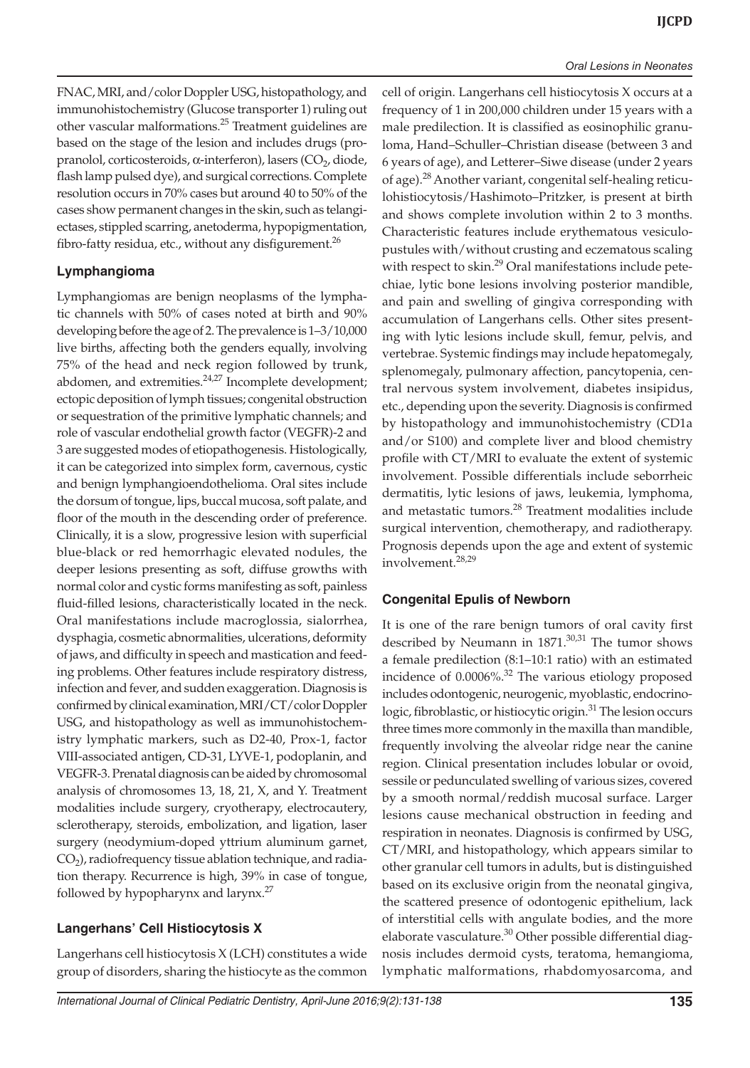FNAC, MRI, and/color Doppler USG, histopathology, and immunohistochemistry (Glucose transporter 1) ruling out other vascular malformations.[25] Treatment guidelines are based on the stage of the lesion and includes drugs (propranolol, corticosteroids, α-interferon), lasers ($CO_2$, diode, flash lamp pulsed dye), and surgical corrections. Complete resolution occurs in 70% cases but around 40 to 50% of the cases show permanent changes in the skin, such as telangiectases, stippled scarring, anetoderma, hypopigmentation, fibro-fatty residua, etc., without any disfigurement.[26]

### Lymphangioma

Lymphangiomas are benign neoplasms of the lymphatic channels with 50% of cases noted at birth and 90% developing before the age of 2. The prevalence is 1–3/10,000 live births, affecting both the genders equally, involving 75% of the head and neck region followed by trunk, abdomen, and extremities.[24,27] Incomplete development; ectopic deposition of lymph tissues; congenital obstruction or sequestration of the primitive lymphatic channels; and role of vascular endothelial growth factor (VEGFR)-2 and 3 are suggested modes of etiopathogenesis. Histologically, it can be categorized into simplex form, cavernous, cystic and benign lymphangioendothelioma. Oral sites include the dorsum of tongue, lips, buccal mucosa, soft palate, and floor of the mouth in the descending order of preference. Clinically, it is a slow, progressive lesion with superficial blue-black or red hemorrhagic elevated nodules, the deeper lesions presenting as soft, diffuse growths with normal color and cystic forms manifesting as soft, painless fluid-filled lesions, characteristically located in the neck. Oral manifestations include macroglossia, sialorrhea, dysphagia, cosmetic abnormalities, ulcerations, deformity of jaws, and difficulty in speech and mastication and feeding problems. Other features include respiratory distress, infection and fever, and sudden exaggeration. Diagnosis is confirmed by clinical examination, MRI/CT/color Doppler USG, and histopathology as well as immunohistochemistry lymphatic markers, such as D2-40, Prox-1, factor VIII-associated antigen, CD-31, LYVE-1, podoplanin, and VEGFR-3. Prenatal diagnosis can be aided by chromosomal analysis of chromosomes 13, 18, 21, X, and Y. Treatment modalities include surgery, cryotherapy, electrocautery, sclerotherapy, steroids, embolization, and ligation, laser surgery (neodymium-doped yttrium aluminum garnet, $CO_2$), radiofrequency tissue ablation technique, and radiation therapy. Recurrence is high, 39% in case of tongue, followed by hypopharynx and larynx.[27]

### Langerhans' Cell Histiocytosis X

Langerhans cell histiocytosis X (LCH) constitutes a wide group of disorders, sharing the histiocyte as the common cell of origin. Langerhans cell histiocytosis X occurs at a frequency of 1 in 200,000 children under 15 years with a male predilection. It is classified as eosinophilic granuloma, Hand–Schuller–Christian disease (between 3 and 6 years of age), and Letterer–Siwe disease (under 2 years of age).[28] Another variant, congenital self-healing reticulohistiocytosis/Hashimoto–Pritzker, is present at birth and shows complete involution within 2 to 3 months. Characteristic features include erythematous vesiculopustules with/without crusting and eczematous scaling with respect to skin.[29] Oral manifestations include petechiae, lytic bone lesions involving posterior mandible, and pain and swelling of gingiva corresponding with accumulation of Langerhans cells. Other sites presenting with lytic lesions include skull, femur, pelvis, and vertebrae. Systemic findings may include hepatomegaly, splenomegaly, pulmonary affection, pancytopenia, central nervous system involvement, diabetes insipidus, etc., depending upon the severity. Diagnosis is confirmed by histopathology and immunohistochemistry (CD1a and/or S100) and complete liver and blood chemistry profile with CT/MRI to evaluate the extent of systemic involvement. Possible differentials include seborrheic dermatitis, lytic lesions of jaws, leukemia, lymphoma, and metastatic tumors.[28] Treatment modalities include surgical intervention, chemotherapy, and radiotherapy. Prognosis depends upon the age and extent of systemic involvement.[28,29]

### Congenital Epulis of Newborn

It is one of the rare benign tumors of oral cavity first described by Neumann in 1871.[30,31] The tumor shows a female predilection (8:1–10:1 ratio) with an estimated incidence of 0.0006%.[32] The various etiology proposed includes odontogenic, neurogenic, myoblastic, endocrinologic, fibroblastic, or histiocytic origin.[31] The lesion occurs three times more commonly in the maxilla than mandible, frequently involving the alveolar ridge near the canine region. Clinical presentation includes lobular or ovoid, sessile or pedunculated swelling of various sizes, covered by a smooth normal/reddish mucosal surface. Larger lesions cause mechanical obstruction in feeding and respiration in neonates. Diagnosis is confirmed by USG, CT/MRI, and histopathology, which appears similar to other granular cell tumors in adults, but is distinguished based on its exclusive origin from the neonatal gingiva, the scattered presence of odontogenic epithelium, lack of interstitial cells with angulate bodies, and the more elaborate vasculature.[30] Other possible differential diagnosis includes dermoid cysts, teratoma, hemangioma, lymphatic malformations, rhabdomyosarcoma, and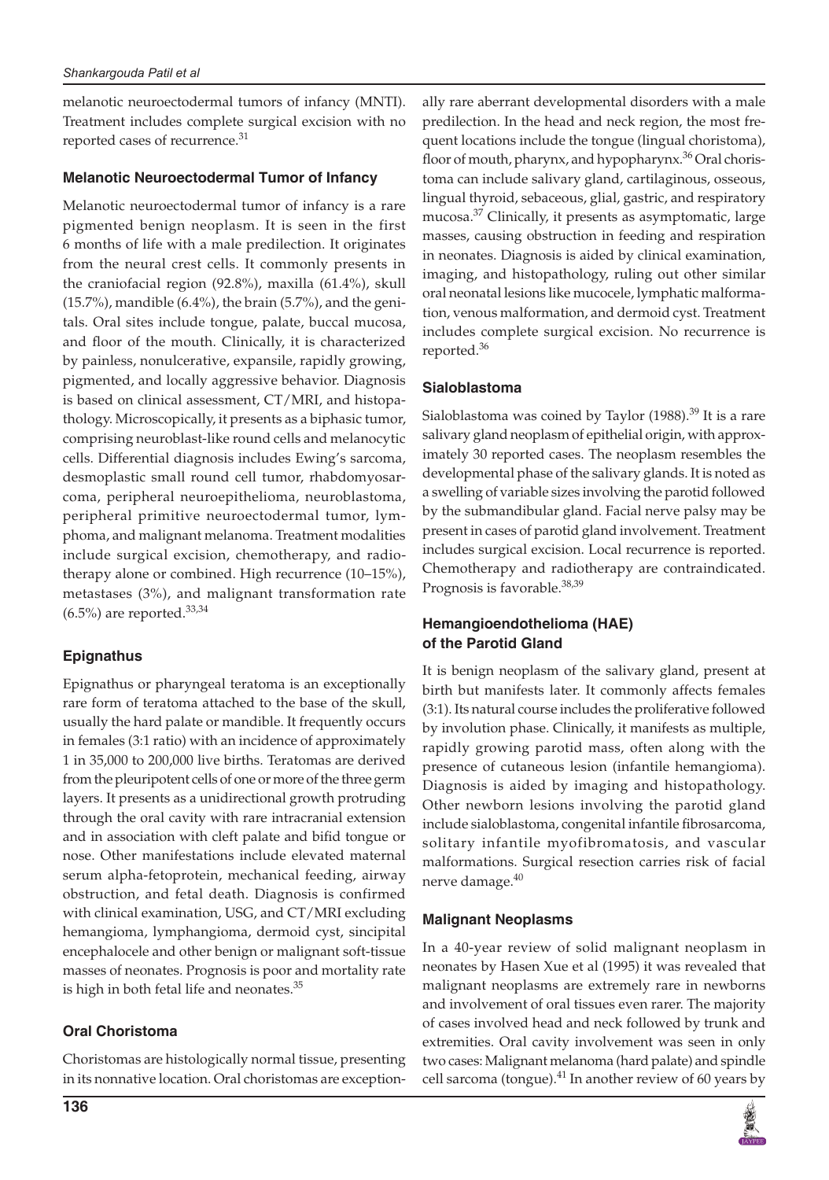melanotic neuroectodermal tumors of infancy (MNTI). Treatment includes complete surgical excision with no reported cases of recurrence.[31]

### Melanotic Neuroectodermal Tumor of Infancy

Melanotic neuroectodermal tumor of infancy is a rare pigmented benign neoplasm. It is seen in the first 6 months of life with a male predilection. It originates from the neural crest cells. It commonly presents in the craniofacial region (92.8%), maxilla (61.4%), skull (15.7%), mandible (6.4%), the brain (5.7%), and the genitals. Oral sites include tongue, palate, buccal mucosa, and floor of the mouth. Clinically, it is characterized by painless, nonulcerative, expansile, rapidly growing, pigmented, and locally aggressive behavior. Diagnosis is based on clinical assessment, CT/MRI, and histopathology. Microscopically, it presents as a biphasic tumor, comprising neuroblast-like round cells and melanocytic cells. Differential diagnosis includes Ewing's sarcoma, desmoplastic small round cell tumor, rhabdomyosarcoma, peripheral neuroepithelioma, neuroblastoma, peripheral primitive neuroectodermal tumor, lymphoma, and malignant melanoma. Treatment modalities include surgical excision, chemotherapy, and radiotherapy alone or combined. High recurrence (10–15%), metastases (3%), and malignant transformation rate (6.5%) are reported.[33,34]

### Epignathus

Epignathus or pharyngeal teratoma is an exceptionally rare form of teratoma attached to the base of the skull, usually the hard palate or mandible. It frequently occurs in females (3:1 ratio) with an incidence of approximately 1 in 35,000 to 200,000 live births. Teratomas are derived from the pleuripotent cells of one or more of the three germ layers. It presents as a unidirectional growth protruding through the oral cavity with rare intracranial extension and in association with cleft palate and bifid tongue or nose. Other manifestations include elevated maternal serum alpha-fetoprotein, mechanical feeding, airway obstruction, and fetal death. Diagnosis is confirmed with clinical examination, USG, and CT/MRI excluding hemangioma, lymphangioma, dermoid cyst, sincipital encephalocele and other benign or malignant soft-tissue masses of neonates. Prognosis is poor and mortality rate is high in both fetal life and neonates.[35]

### Oral Choristoma

Choristomas are histologically normal tissue, presenting in its nonnative location. Oral choristomas are exceptionally rare aberrant developmental disorders with a male predilection. In the head and neck region, the most frequent locations include the tongue (lingual choristoma), floor of mouth, pharynx, and hypopharynx.[36] Oral choristoma can include salivary gland, cartilaginous, osseous, lingual thyroid, sebaceous, glial, gastric, and respiratory mucosa.[37] Clinically, it presents as asymptomatic, large masses, causing obstruction in feeding and respiration in neonates. Diagnosis is aided by clinical examination, imaging, and histopathology, ruling out other similar oral neonatal lesions like mucocele, lymphatic malformation, venous malformation, and dermoid cyst. Treatment includes complete surgical excision. No recurrence is reported.[36]

### Sialoblastoma

Sialoblastoma was coined by Taylor (1988).[39] It is a rare salivary gland neoplasm of epithelial origin, with approximately 30 reported cases. The neoplasm resembles the developmental phase of the salivary glands. It is noted as a swelling of variable sizes involving the parotid followed by the submandibular gland. Facial nerve palsy may be present in cases of parotid gland involvement. Treatment includes surgical excision. Local recurrence is reported. Chemotherapy and radiotherapy are contraindicated. Prognosis is favorable.[38,39]

### Hemangioendothelioma (HAE) of the Parotid Gland

It is benign neoplasm of the salivary gland, present at birth but manifests later. It commonly affects females (3:1). Its natural course includes the proliferative followed by involution phase. Clinically, it manifests as multiple, rapidly growing parotid mass, often along with the presence of cutaneous lesion (infantile hemangioma). Diagnosis is aided by imaging and histopathology. Other newborn lesions involving the parotid gland include sialoblastoma, congenital infantile fibrosarcoma, solitary infantile myofibromatosis, and vascular malformations. Surgical resection carries risk of facial nerve damage.[40]

### Malignant Neoplasms

In a 40-year review of solid malignant neoplasm in neonates by Hasen Xue et al (1995) it was revealed that malignant neoplasms are extremely rare in newborns and involvement of oral tissues even rarer. The majority of cases involved head and neck followed by trunk and extremities. Oral cavity involvement was seen in only two cases: Malignant melanoma (hard palate) and spindle cell sarcoma (tongue).[41] In another review of 60 years by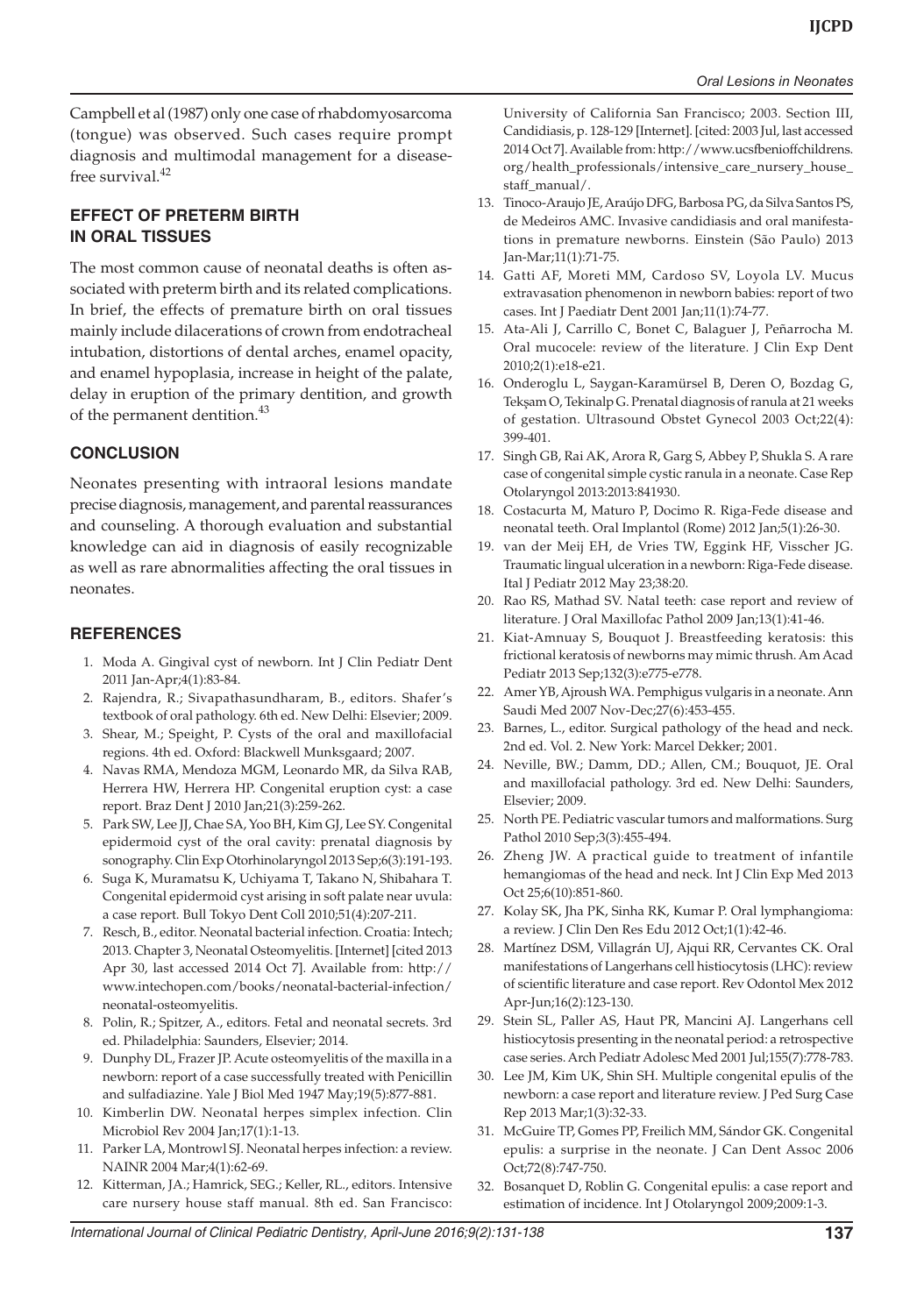Campbell et al (1987) only one case of rhabdomyosarcoma (tongue) was observed. Such cases require prompt diagnosis and multimodal management for a disease-free survival.[42]

## EFFECT OF PRETERM BIRTH IN ORAL TISSUES

The most common cause of neonatal deaths is often associated with preterm birth and its related complications. In brief, the effects of premature birth on oral tissues mainly include dilacerations of crown from endotracheal intubation, distortions of dental arches, enamel opacity, and enamel hypoplasia, increase in height of the palate, delay in eruption of the primary dentition, and growth of the permanent dentition.[43]

## CONCLUSION

Neonates presenting with intraoral lesions mandate precise diagnosis, management, and parental reassurances and counseling. A thorough evaluation and substantial knowledge can aid in diagnosis of easily recognizable as well as rare abnormalities affecting the oral tissues in neonates.

## REFERENCES

1. Moda A. Gingival cyst of newborn. Int J Clin Pediatr Dent 2011 Jan-Apr;4(1):83-84.
2. Rajendra, R.; Sivapathasundharam, B., editors. Shafer's textbook of oral pathology. 6th ed. New Delhi: Elsevier; 2009.
3. Shear, M.; Speight, P. Cysts of the oral and maxillofacial regions. 4th ed. Oxford: Blackwell Munksgaard; 2007.
4. Navas RMA, Mendoza MGM, Leonardo MR, da Silva RAB, Herrera HW, Herrera HP. Congenital eruption cyst: a case report. Braz Dent J 2010 Jan;21(3):259-262.
5. Park SW, Lee JJ, Chae SA, Yoo BH, Kim GJ, Lee SY. Congenital epidermoid cyst of the oral cavity: prenatal diagnosis by sonography. Clin Exp Otorhinolaryngol 2013 Sep;6(3):191-193.
6. Suga K, Muramatsu K, Uchiyama T, Takano N, Shibahara T. Congenital epidermoid cyst arising in soft palate near uvula: a case report. Bull Tokyo Dent Coll 2010;51(4):207-211.
7. Resch, B., editor. Neonatal bacterial infection. Croatia: Intech; 2013. Chapter 3, Neonatal Osteomyelitis. [Internet] [cited 2013 Apr 30, last accessed 2014 Oct 7]. Available from: http://www.intechopen.com/books/neonatal-bacterial-infection/neonatal-osteomyelitis.
8. Polin, R.; Spitzer, A., editors. Fetal and neonatal secrets. 3rd ed. Philadelphia: Saunders, Elsevier; 2014.
9. Dunphy DL, Frazer JP. Acute osteomyelitis of the maxilla in a newborn: report of a case successfully treated with Penicillin and sulfadiazine. Yale J Biol Med 1947 May;19(5):877-881.
10. Kimberlin DW. Neonatal herpes simplex infection. Clin Microbiol Rev 2004 Jan;17(1):1-13.
11. Parker LA, Montrowl SJ. Neonatal herpes infection: a review. NAINR 2004 Mar;4(1):62-69.
12. Kitterman, JA.; Hamrick, SEG.; Keller, RL., editors. Intensive care nursery house staff manual. 8th ed. San Francisco: University of California San Francisco; 2003. Section III, Candidiasis, p. 128-129 [Internet]. [cited: 2003 Jul, last accessed 2014 Oct 7]. Available from: http://www.ucsfbenioffchildrens.org/health_professionals/intensive_care_nursery_house_staff_manual/.
13. Tinoco-Araujo JE, Araújo DFG, Barbosa PG, da Silva Santos PS, de Medeiros AMC. Invasive candidiasis and oral manifestations in premature newborns. Einstein (São Paulo) 2013 Jan-Mar;11(1):71-75.
14. Gatti AF, Moreti MM, Cardoso SV, Loyola LV. Mucus extravasation phenomenon in newborn babies: report of two cases. Int J Paediatr Dent 2001 Jan;11(1):74-77.
15. Ata-Ali J, Carrillo C, Bonet C, Balaguer J, Peñarrocha M. Oral mucocele: review of the literature. J Clin Exp Dent 2010;2(1):e18-e21.
16. Onderoglu L, Saygan-Karamürsel B, Deren O, Bozdag G, Tekşam O, Tekinalp G. Prenatal diagnosis of ranula at 21 weeks of gestation. Ultrasound Obstet Gynecol 2003 Oct;22(4): 399-401.
17. Singh GB, Rai AK, Arora R, Garg S, Abbey P, Shukla S. A rare case of congenital simple cystic ranula in a neonate. Case Rep Otolaryngol 2013:2013:841930.
18. Costacurta M, Maturo P, Docimo R. Riga-Fede disease and neonatal teeth. Oral Implantol (Rome) 2012 Jan;5(1):26-30.
19. van der Meij EH, de Vries TW, Eggink HF, Visscher JG. Traumatic lingual ulceration in a newborn: Riga-Fede disease. Ital J Pediatr 2012 May 23;38:20.
20. Rao RS, Mathad SV. Natal teeth: case report and review of literature. J Oral Maxillofac Pathol 2009 Jan;13(1):41-46.
21. Kiat-Amnuay S, Bouquot J. Breastfeeding keratosis: this frictional keratosis of newborns may mimic thrush. Am Acad Pediatr 2013 Sep;132(3):e775-e778.
22. Amer YB, Ajroush WA. Pemphigus vulgaris in a neonate. Ann Saudi Med 2007 Nov-Dec;27(6):453-455.
23. Barnes, L., editor. Surgical pathology of the head and neck. 2nd ed. Vol. 2. New York: Marcel Dekker; 2001.
24. Neville, BW.; Damm, DD.; Allen, CM.; Bouquot, JE. Oral and maxillofacial pathology. 3rd ed. New Delhi: Saunders, Elsevier; 2009.
25. North PE. Pediatric vascular tumors and malformations. Surg Pathol 2010 Sep;3(3):455-494.
26. Zheng JW. A practical guide to treatment of infantile hemangiomas of the head and neck. Int J Clin Exp Med 2013 Oct 25;6(10):851-860.
27. Kolay SK, Jha PK, Sinha RK, Kumar P. Oral lymphangioma: a review. J Clin Den Res Edu 2012 Oct;1(1):42-46.
28. Martínez DSM, Villagrán UJ, Ajqui RR, Cervantes CK. Oral manifestations of Langerhans cell histiocytosis (LHC): review of scientific literature and case report. Rev Odontol Mex 2012 Apr-Jun;16(2):123-130.
29. Stein SL, Paller AS, Haut PR, Mancini AJ. Langerhans cell histiocytosis presenting in the neonatal period: a retrospective case series. Arch Pediatr Adolesc Med 2001 Jul;155(7):778-783.
30. Lee JM, Kim UK, Shin SH. Multiple congenital epulis of the newborn: a case report and literature review. J Ped Surg Case Rep 2013 Mar;1(3):32-33.
31. McGuire TP, Gomes PP, Freilich MM, Sándor GK. Congenital epulis: a surprise in the neonate. J Can Dent Assoc 2006 Oct;72(8):747-750.
32. Bosanquet D, Roblin G. Congenital epulis: a case report and estimation of incidence. Int J Otolaryngol 2009;2009:1-3.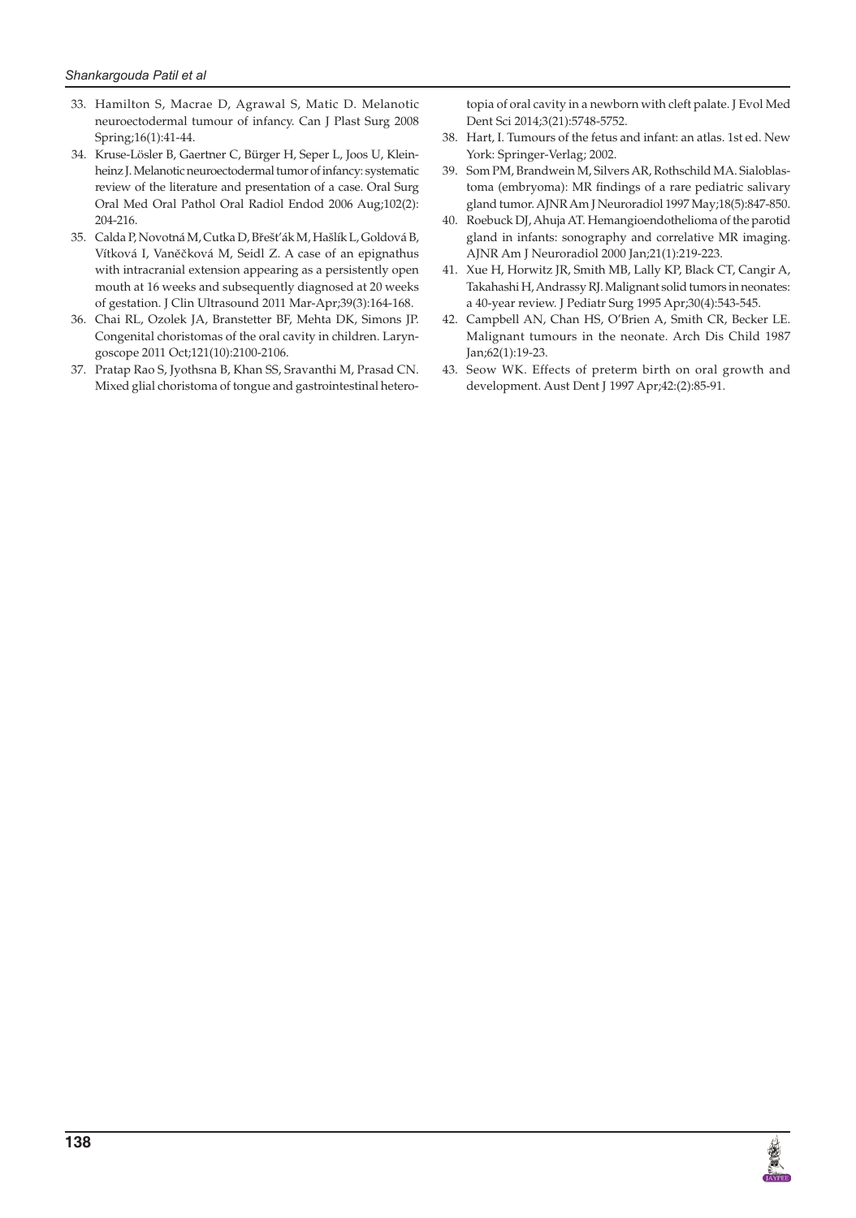33. Hamilton S, Macrae D, Agrawal S, Matic D. Melanotic neuroectodermal tumour of infancy. Can J Plast Surg 2008 Spring;16(1):41-44.
34. Kruse-Lösler B, Gaertner C, Bürger H, Seper L, Joos U, Kleinheinz J. Melanotic neuroectodermal tumor of infancy: systematic review of the literature and presentation of a case. Oral Surg Oral Med Oral Pathol Oral Radiol Endod 2006 Aug;102(2):204-216.
35. Calda P, Novotná M, Cutka D, Břešťák M, Hašlík L, Goldová B, Vítková I, Vaněčková M, Seidl Z. A case of an epignathus with intracranial extension appearing as a persistently open mouth at 16 weeks and subsequently diagnosed at 20 weeks of gestation. J Clin Ultrasound 2011 Mar-Apr;39(3):164-168.
36. Chai RL, Ozolek JA, Branstetter BF, Mehta DK, Simons JP. Congenital choristomas of the oral cavity in children. Laryngoscope 2011 Oct;121(10):2100-2106.
37. Pratap Rao S, Jyothsna B, Khan SS, Sravanthi M, Prasad CN. Mixed glial choristoma of tongue and gastrointestinal heterotopia of oral cavity in a newborn with cleft palate. J Evol Med Dent Sci 2014;3(21):5748-5752.
38. Hart, I. Tumours of the fetus and infant: an atlas. 1st ed. New York: Springer-Verlag; 2002.
39. Som PM, Brandwein M, Silvers AR, Rothschild MA. Sialoblastoma (embryoma): MR findings of a rare pediatric salivary gland tumor. AJNR Am J Neuroradiol 1997 May;18(5):847-850.
40. Roebuck DJ, Ahuja AT. Hemangioendothelioma of the parotid gland in infants: sonography and correlative MR imaging. AJNR Am J Neuroradiol 2000 Jan;21(1):219-223.
41. Xue H, Horwitz JR, Smith MB, Lally KP, Black CT, Cangir A, Takahashi H, Andrassy RJ. Malignant solid tumors in neonates: a 40-year review. J Pediatr Surg 1995 Apr;30(4):543-545.
42. Campbell AN, Chan HS, O'Brien A, Smith CR, Becker LE. Malignant tumours in the neonate. Arch Dis Child 1987 Jan;62(1):19-23.
43. Seow WK. Effects of preterm birth on oral growth and development. Aust Dent J 1997 Apr;42:(2):85-91.